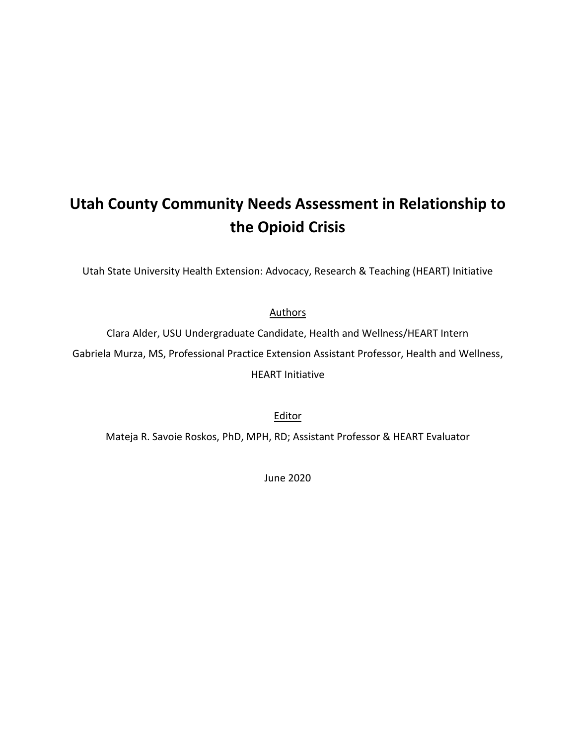# Utah County Community Needs Assessment in Relationship to the Opioid Crisis

Utah State University Health Extension: Advocacy, Research & Teaching (HEART) Initiative

Authors

Clara Alder, USU Undergraduate Candidate, Health and Wellness/HEART Intern

Gabriela Murza, MS, Professional Practice Extension Assistant Professor, Health and Wellness, HEART Initiative

Editor

Mateja R. Savoie Roskos, PhD, MPH, RD; Assistant Professor & HEART Evaluator

June 2020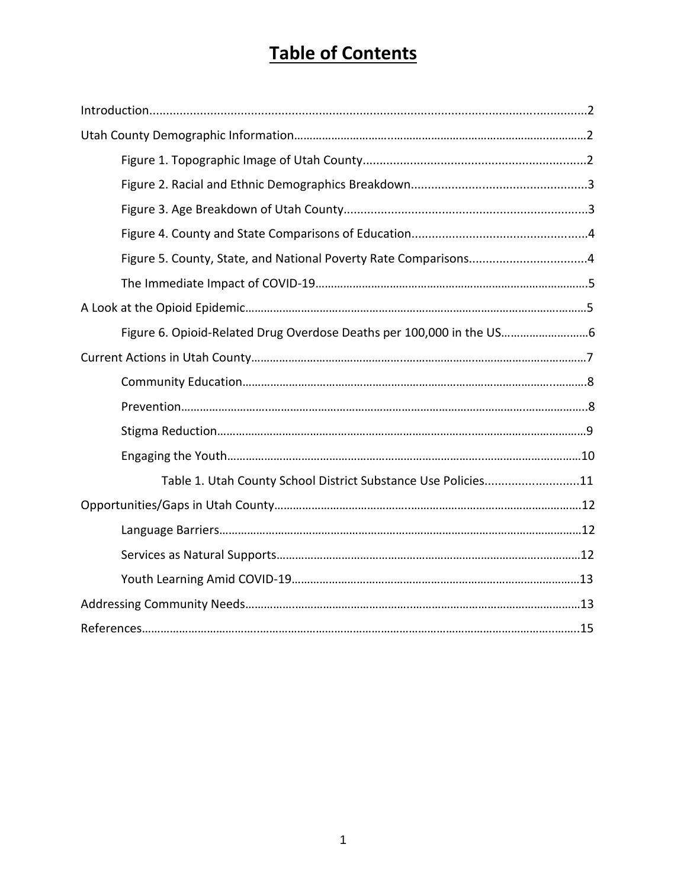# Table of Contents

Introduction.......................................................................................................................2

Utah County Demographic Information.............................................................................2

- Figure 1. Topographic Image of Utah County..................................................................2
- Figure 2. Racial and Ethnic Demographics Breakdown....................................................3
- Figure 3. Age Breakdown of Utah County........................................................................3
- Figure 4. County and State Comparisons of Education....................................................4
- Figure 5. County, State, and National Poverty Rate Comparisons...................................4
- The Immediate Impact of COVID-19.................................................................................5

A Look at the Opioid Epidemic............................................................................................5

- Figure 6. Opioid-Related Drug Overdose Deaths per 100,000 in the US...........................6

Current Actions in Utah County...........................................................................................7

- Community Education.......................................................................................................8
- Prevention........................................................................................................................8
- Stigma Reduction..............................................................................................................9
- Engaging the Youth.........................................................................................................10
  - Table 1. Utah County School District Substance Use Policies...........................11

Opportunities/Gaps in Utah County....................................................................................12

- Language Barriers...........................................................................................................12
- Services as Natural Supports..........................................................................................12
- Youth Learning Amid COVID-19.......................................................................................13

Addressing Community Needs............................................................................................13

References.........................................................................................................................15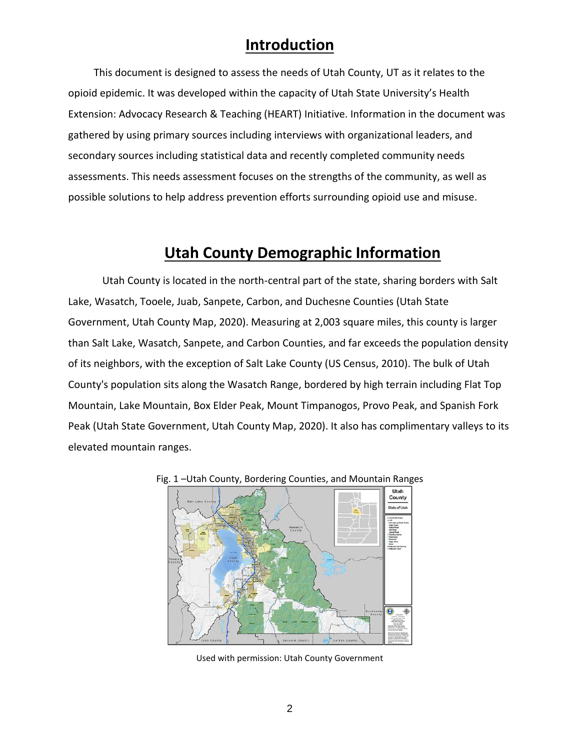# Introduction

This document is designed to assess the needs of Utah County, UT as it relates to the opioid epidemic. It was developed within the capacity of Utah State University's Health Extension: Advocacy Research & Teaching (HEART) Initiative. Information in the document was gathered by using primary sources including interviews with organizational leaders, and secondary sources including statistical data and recently completed community needs assessments. This needs assessment focuses on the strengths of the community, as well as possible solutions to help address prevention efforts surrounding opioid use and misuse.

# Utah County Demographic Information

Utah County is located in the north-central part of the state, sharing borders with Salt Lake, Wasatch, Tooele, Juab, Sanpete, Carbon, and Duchesne Counties (Utah State Government, Utah County Map, 2020). Measuring at 2,003 square miles, this county is larger than Salt Lake, Wasatch, Sanpete, and Carbon Counties, and far exceeds the population density of its neighbors, with the exception of Salt Lake County (US Census, 2010). The bulk of Utah County's population sits along the Wasatch Range, bordered by high terrain including Flat Top Mountain, Lake Mountain, Box Elder Peak, Mount Timpanogos, Provo Peak, and Spanish Fork Peak (Utah State Government, Utah County Map, 2020). It also has complimentary valleys to its elevated mountain ranges.

Fig. 1 –Utah County, Bordering Counties, and Mountain Ranges

Used with permission: Utah County Government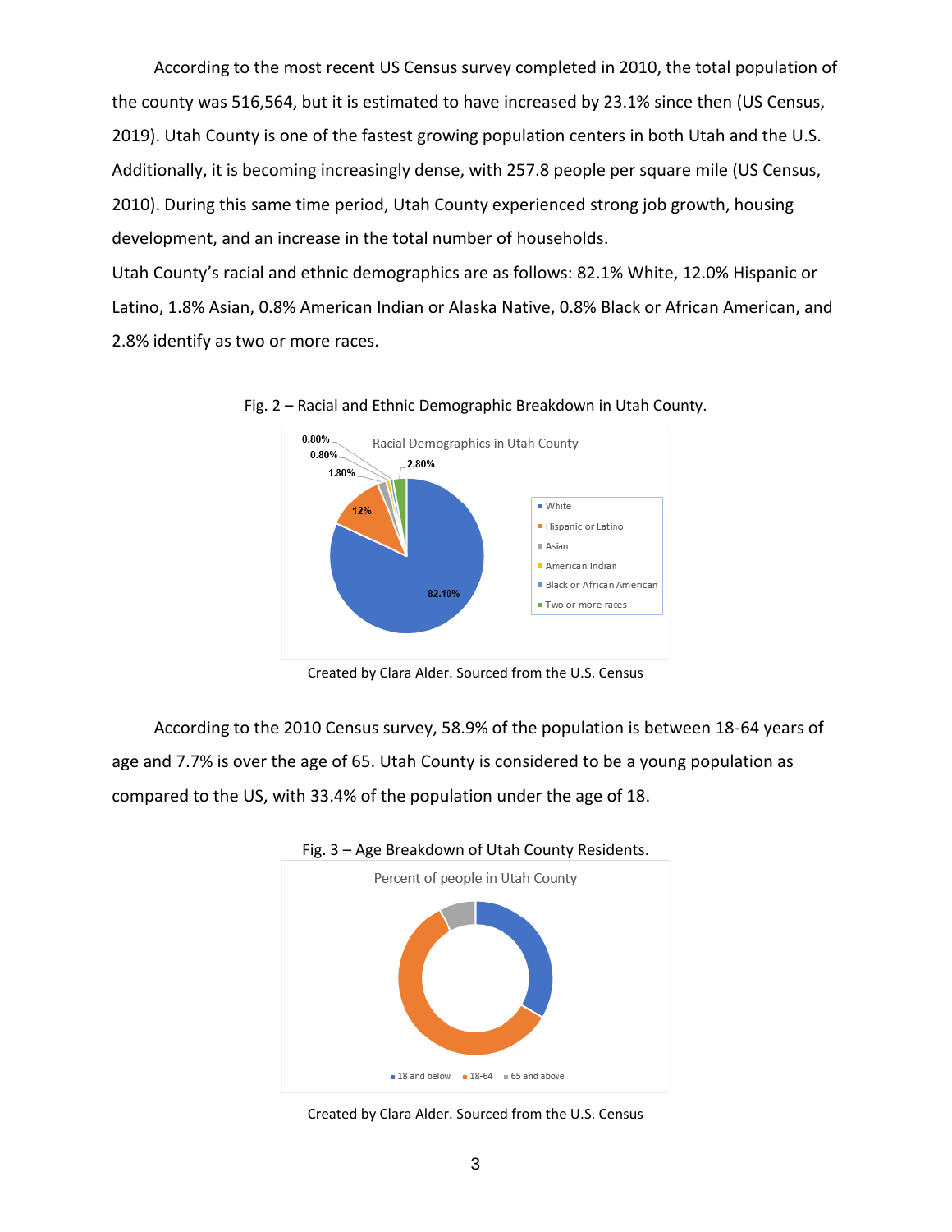According to the most recent US Census survey completed in 2010, the total population of the county was 516,564, but it is estimated to have increased by 23.1% since then (US Census, 2019). Utah County is one of the fastest growing population centers in both Utah and the U.S. Additionally, it is becoming increasingly dense, with 257.8 people per square mile (US Census, 2010). During this same time period, Utah County experienced strong job growth, housing development, and an increase in the total number of households.

Utah County's racial and ethnic demographics are as follows: 82.1% White, 12.0% Hispanic or Latino, 1.8% Asian, 0.8% American Indian or Alaska Native, 0.8% Black or African American, and 2.8% identify as two or more races.

Fig. 2 – Racial and Ethnic Demographic Breakdown in Utah County.

Created by Clara Alder. Sourced from the U.S. Census

According to the 2010 Census survey, 58.9% of the population is between 18-64 years of age and 7.7% is over the age of 65. Utah County is considered to be a young population as compared to the US, with 33.4% of the population under the age of 18.

Fig. 3 – Age Breakdown of Utah County Residents.

Created by Clara Alder. Sourced from the U.S. Census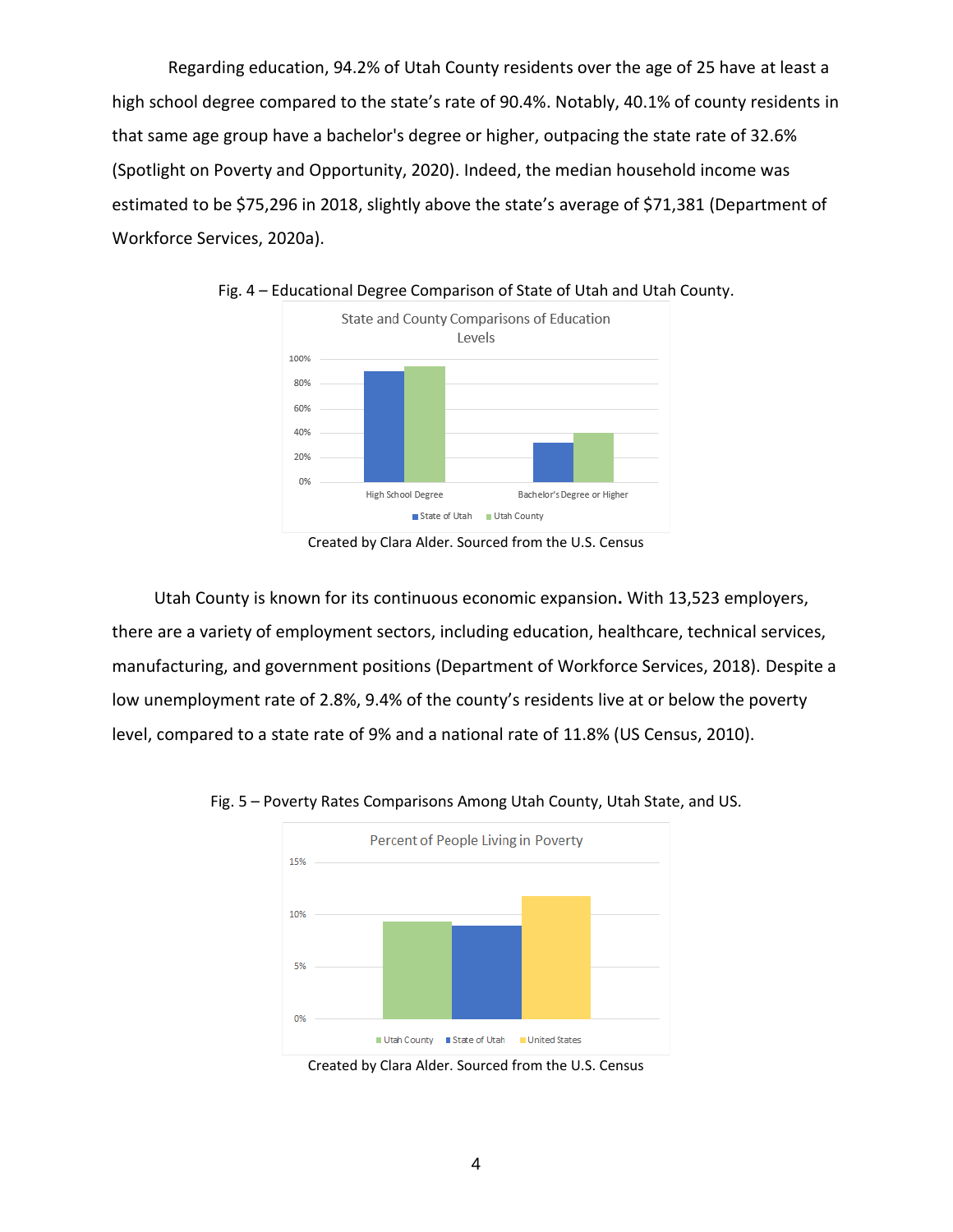Regarding education, 94.2% of Utah County residents over the age of 25 have at least a high school degree compared to the state's rate of 90.4%. Notably, 40.1% of county residents in that same age group have a bachelor's degree or higher, outpacing the state rate of 32.6% (Spotlight on Poverty and Opportunity, 2020). Indeed, the median household income was estimated to be $75,296 in 2018, slightly above the state's average of $71,381 (Department of Workforce Services, 2020a).

Fig. 4 – Educational Degree Comparison of State of Utah and Utah County.

Created by Clara Alder. Sourced from the U.S. Census

Utah County is known for its continuous economic expansion**.** With 13,523 employers, there are a variety of employment sectors, including education, healthcare, technical services, manufacturing, and government positions (Department of Workforce Services, 2018). Despite a low unemployment rate of 2.8%, 9.4% of the county's residents live at or below the poverty level, compared to a state rate of 9% and a national rate of 11.8% (US Census, 2010).

Fig. 5 – Poverty Rates Comparisons Among Utah County, Utah State, and US.

Created by Clara Alder. Sourced from the U.S. Census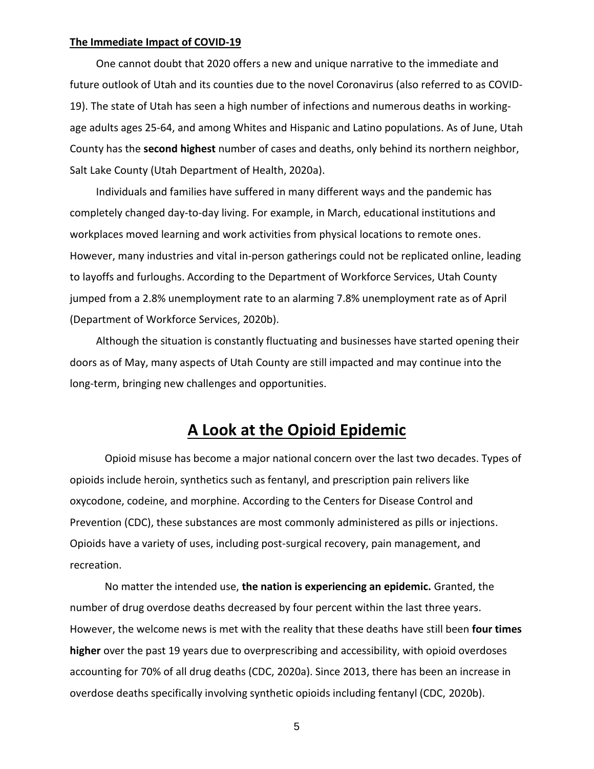**The Immediate Impact of COVID-19**

One cannot doubt that 2020 offers a new and unique narrative to the immediate and future outlook of Utah and its counties due to the novel Coronavirus (also referred to as COVID-19). The state of Utah has seen a high number of infections and numerous deaths in working-age adults ages 25-64, and among Whites and Hispanic and Latino populations. As of June, Utah County has the **second highest** number of cases and deaths, only behind its northern neighbor, Salt Lake County (Utah Department of Health, 2020a).

Individuals and families have suffered in many different ways and the pandemic has completely changed day-to-day living. For example, in March, educational institutions and workplaces moved learning and work activities from physical locations to remote ones. However, many industries and vital in-person gatherings could not be replicated online, leading to layoffs and furloughs. According to the Department of Workforce Services, Utah County jumped from a 2.8% unemployment rate to an alarming 7.8% unemployment rate as of April (Department of Workforce Services, 2020b).

Although the situation is constantly fluctuating and businesses have started opening their doors as of May, many aspects of Utah County are still impacted and may continue into the long-term, bringing new challenges and opportunities.

# A Look at the Opioid Epidemic

Opioid misuse has become a major national concern over the last two decades. Types of opioids include heroin, synthetics such as fentanyl, and prescription pain relivers like oxycodone, codeine, and morphine. According to the Centers for Disease Control and Prevention (CDC), these substances are most commonly administered as pills or injections. Opioids have a variety of uses, including post-surgical recovery, pain management, and recreation.

No matter the intended use, **the nation is experiencing an epidemic.** Granted, the number of drug overdose deaths decreased by four percent within the last three years. However, the welcome news is met with the reality that these deaths have still been **four times higher** over the past 19 years due to overprescribing and accessibility, with opioid overdoses accounting for 70% of all drug deaths (CDC, 2020a). Since 2013, there has been an increase in overdose deaths specifically involving synthetic opioids including fentanyl (CDC, 2020b).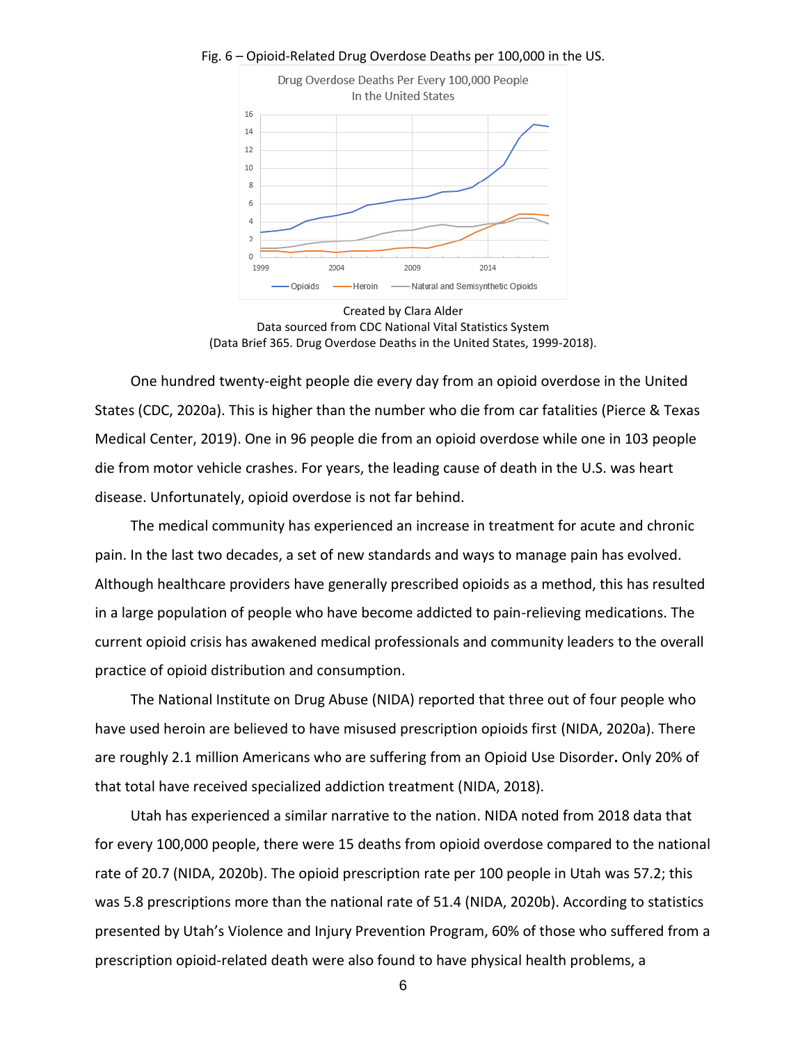Fig. 6 – Opioid-Related Drug Overdose Deaths per 100,000 in the US.

Created by Clara Alder
Data sourced from CDC National Vital Statistics System
(Data Brief 365. Drug Overdose Deaths in the United States, 1999-2018).

One hundred twenty-eight people die every day from an opioid overdose in the United States (CDC, 2020a). This is higher than the number who die from car fatalities (Pierce & Texas Medical Center, 2019). One in 96 people die from an opioid overdose while one in 103 people die from motor vehicle crashes. For years, the leading cause of death in the U.S. was heart disease. Unfortunately, opioid overdose is not far behind.

The medical community has experienced an increase in treatment for acute and chronic pain. In the last two decades, a set of new standards and ways to manage pain has evolved. Although healthcare providers have generally prescribed opioids as a method, this has resulted in a large population of people who have become addicted to pain-relieving medications. The current opioid crisis has awakened medical professionals and community leaders to the overall practice of opioid distribution and consumption.

The National Institute on Drug Abuse (NIDA) reported that three out of four people who have used heroin are believed to have misused prescription opioids first (NIDA, 2020a). There are roughly 2.1 million Americans who are suffering from an Opioid Use Disorder**.** Only 20% of that total have received specialized addiction treatment (NIDA, 2018).

Utah has experienced a similar narrative to the nation. NIDA noted from 2018 data that for every 100,000 people, there were 15 deaths from opioid overdose compared to the national rate of 20.7 (NIDA, 2020b). The opioid prescription rate per 100 people in Utah was 57.2; this was 5.8 prescriptions more than the national rate of 51.4 (NIDA, 2020b). According to statistics presented by Utah's Violence and Injury Prevention Program, 60% of those who suffered from a prescription opioid-related death were also found to have physical health problems, a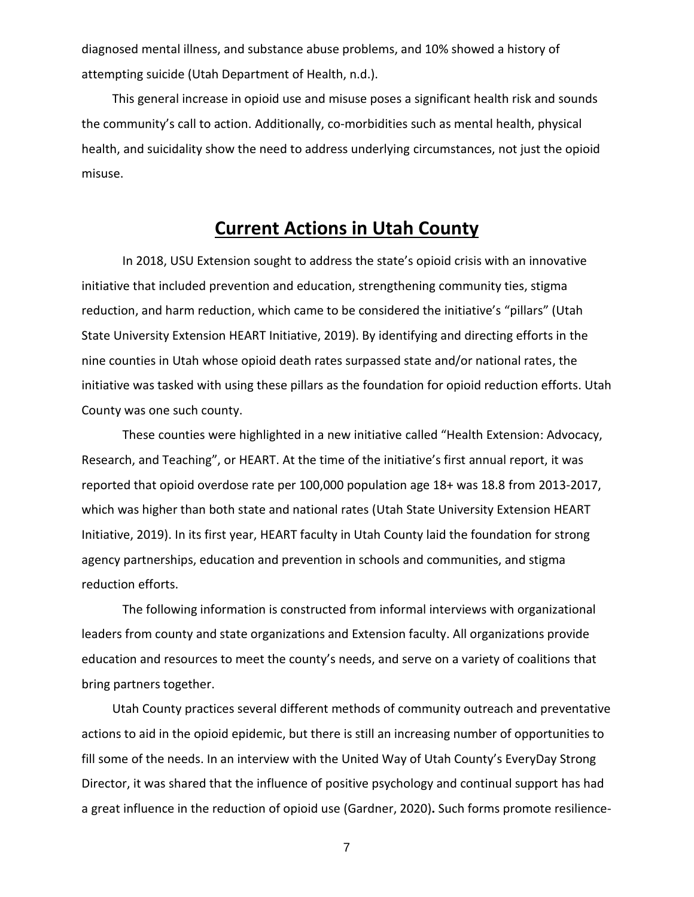diagnosed mental illness, and substance abuse problems, and 10% showed a history of attempting suicide (Utah Department of Health, n.d.).

This general increase in opioid use and misuse poses a significant health risk and sounds the community's call to action. Additionally, co-morbidities such as mental health, physical health, and suicidality show the need to address underlying circumstances, not just the opioid misuse.

## Current Actions in Utah County

In 2018, USU Extension sought to address the state's opioid crisis with an innovative initiative that included prevention and education, strengthening community ties, stigma reduction, and harm reduction, which came to be considered the initiative's "pillars" (Utah State University Extension HEART Initiative, 2019). By identifying and directing efforts in the nine counties in Utah whose opioid death rates surpassed state and/or national rates, the initiative was tasked with using these pillars as the foundation for opioid reduction efforts. Utah County was one such county.

These counties were highlighted in a new initiative called "Health Extension: Advocacy, Research, and Teaching", or HEART. At the time of the initiative's first annual report, it was reported that opioid overdose rate per 100,000 population age 18+ was 18.8 from 2013-2017, which was higher than both state and national rates (Utah State University Extension HEART Initiative, 2019). In its first year, HEART faculty in Utah County laid the foundation for strong agency partnerships, education and prevention in schools and communities, and stigma reduction efforts.

The following information is constructed from informal interviews with organizational leaders from county and state organizations and Extension faculty. All organizations provide education and resources to meet the county's needs, and serve on a variety of coalitions that bring partners together.

Utah County practices several different methods of community outreach and preventative actions to aid in the opioid epidemic, but there is still an increasing number of opportunities to fill some of the needs. In an interview with the United Way of Utah County's EveryDay Strong Director, it was shared that the influence of positive psychology and continual support has had a great influence in the reduction of opioid use (Gardner, 2020). Such forms promote resilience-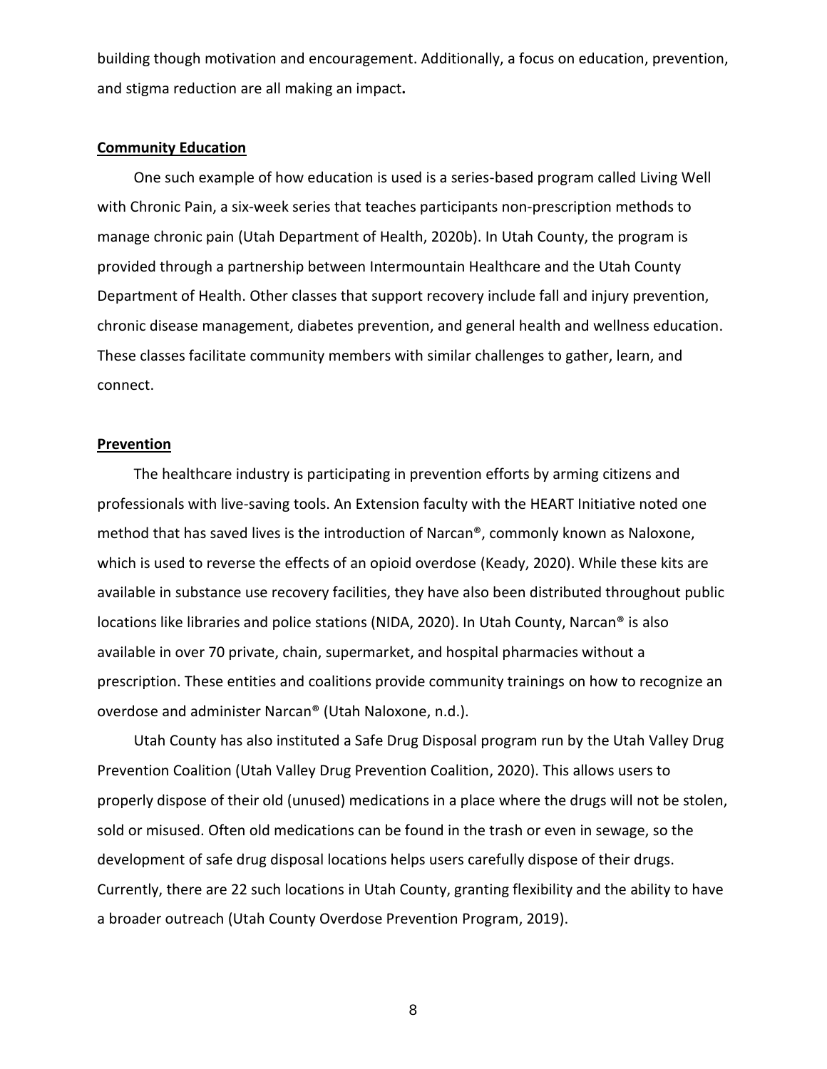building though motivation and encouragement. Additionally, a focus on education, prevention, and stigma reduction are all making an impact**.**

### Community Education

One such example of how education is used is a series-based program called Living Well with Chronic Pain, a six-week series that teaches participants non-prescription methods to manage chronic pain (Utah Department of Health, 2020b). In Utah County, the program is provided through a partnership between Intermountain Healthcare and the Utah County Department of Health. Other classes that support recovery include fall and injury prevention, chronic disease management, diabetes prevention, and general health and wellness education. These classes facilitate community members with similar challenges to gather, learn, and connect.

### Prevention

The healthcare industry is participating in prevention efforts by arming citizens and professionals with live-saving tools. An Extension faculty with the HEART Initiative noted one method that has saved lives is the introduction of Narcan®, commonly known as Naloxone, which is used to reverse the effects of an opioid overdose (Keady, 2020). While these kits are available in substance use recovery facilities, they have also been distributed throughout public locations like libraries and police stations (NIDA, 2020). In Utah County, Narcan® is also available in over 70 private, chain, supermarket, and hospital pharmacies without a prescription. These entities and coalitions provide community trainings on how to recognize an overdose and administer Narcan® (Utah Naloxone, n.d.).

Utah County has also instituted a Safe Drug Disposal program run by the Utah Valley Drug Prevention Coalition (Utah Valley Drug Prevention Coalition, 2020). This allows users to properly dispose of their old (unused) medications in a place where the drugs will not be stolen, sold or misused. Often old medications can be found in the trash or even in sewage, so the development of safe drug disposal locations helps users carefully dispose of their drugs. Currently, there are 22 such locations in Utah County, granting flexibility and the ability to have a broader outreach (Utah County Overdose Prevention Program, 2019).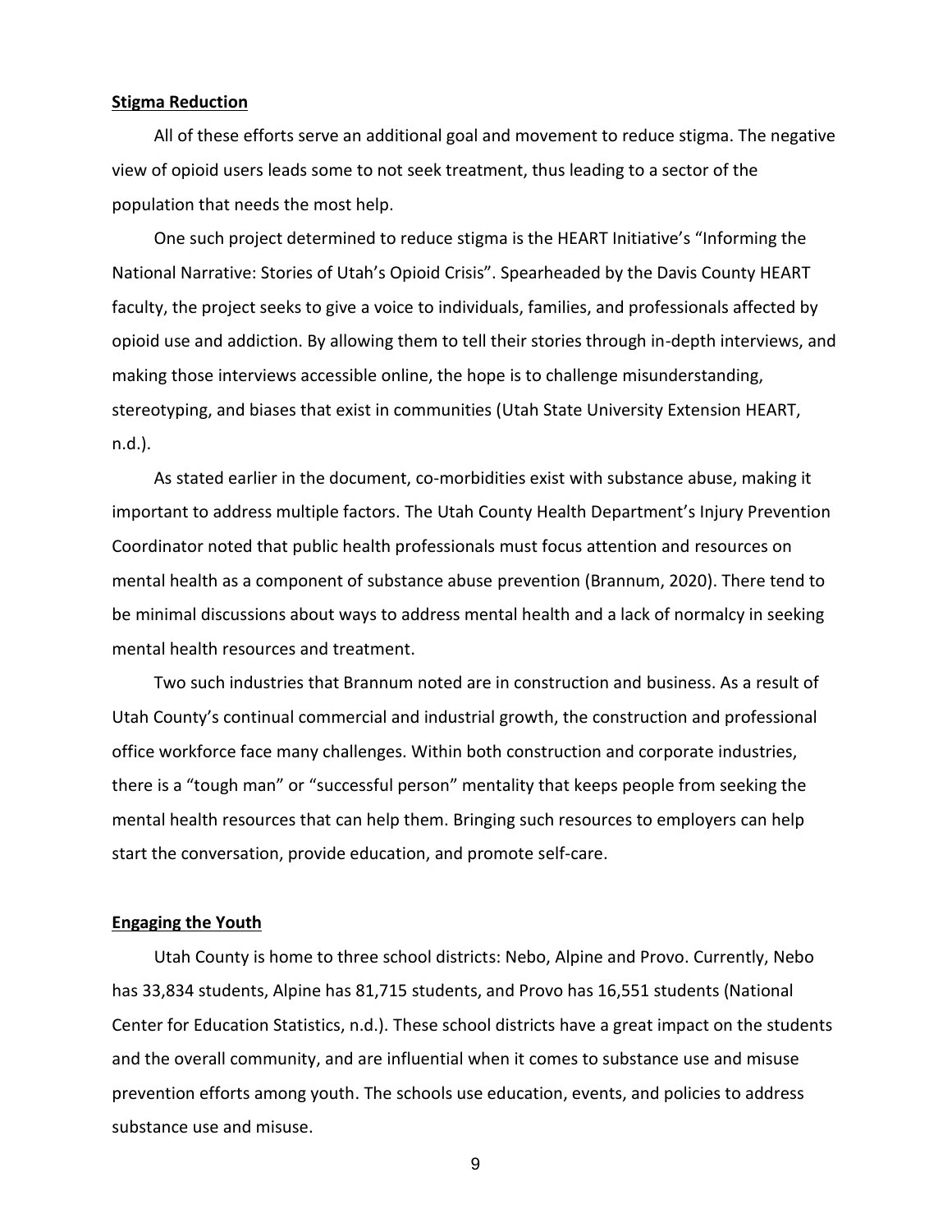## **Stigma Reduction**

All of these efforts serve an additional goal and movement to reduce stigma. The negative view of opioid users leads some to not seek treatment, thus leading to a sector of the population that needs the most help.

One such project determined to reduce stigma is the HEART Initiative's "Informing the National Narrative: Stories of Utah's Opioid Crisis". Spearheaded by the Davis County HEART faculty, the project seeks to give a voice to individuals, families, and professionals affected by opioid use and addiction. By allowing them to tell their stories through in-depth interviews, and making those interviews accessible online, the hope is to challenge misunderstanding, stereotyping, and biases that exist in communities (Utah State University Extension HEART, n.d.).

As stated earlier in the document, co-morbidities exist with substance abuse, making it important to address multiple factors. The Utah County Health Department's Injury Prevention Coordinator noted that public health professionals must focus attention and resources on mental health as a component of substance abuse prevention (Brannum, 2020). There tend to be minimal discussions about ways to address mental health and a lack of normalcy in seeking mental health resources and treatment.

Two such industries that Brannum noted are in construction and business. As a result of Utah County's continual commercial and industrial growth, the construction and professional office workforce face many challenges. Within both construction and corporate industries, there is a "tough man" or "successful person" mentality that keeps people from seeking the mental health resources that can help them. Bringing such resources to employers can help start the conversation, provide education, and promote self-care.

## **Engaging the Youth**

Utah County is home to three school districts: Nebo, Alpine and Provo. Currently, Nebo has 33,834 students, Alpine has 81,715 students, and Provo has 16,551 students (National Center for Education Statistics, n.d.). These school districts have a great impact on the students and the overall community, and are influential when it comes to substance use and misuse prevention efforts among youth. The schools use education, events, and policies to address substance use and misuse.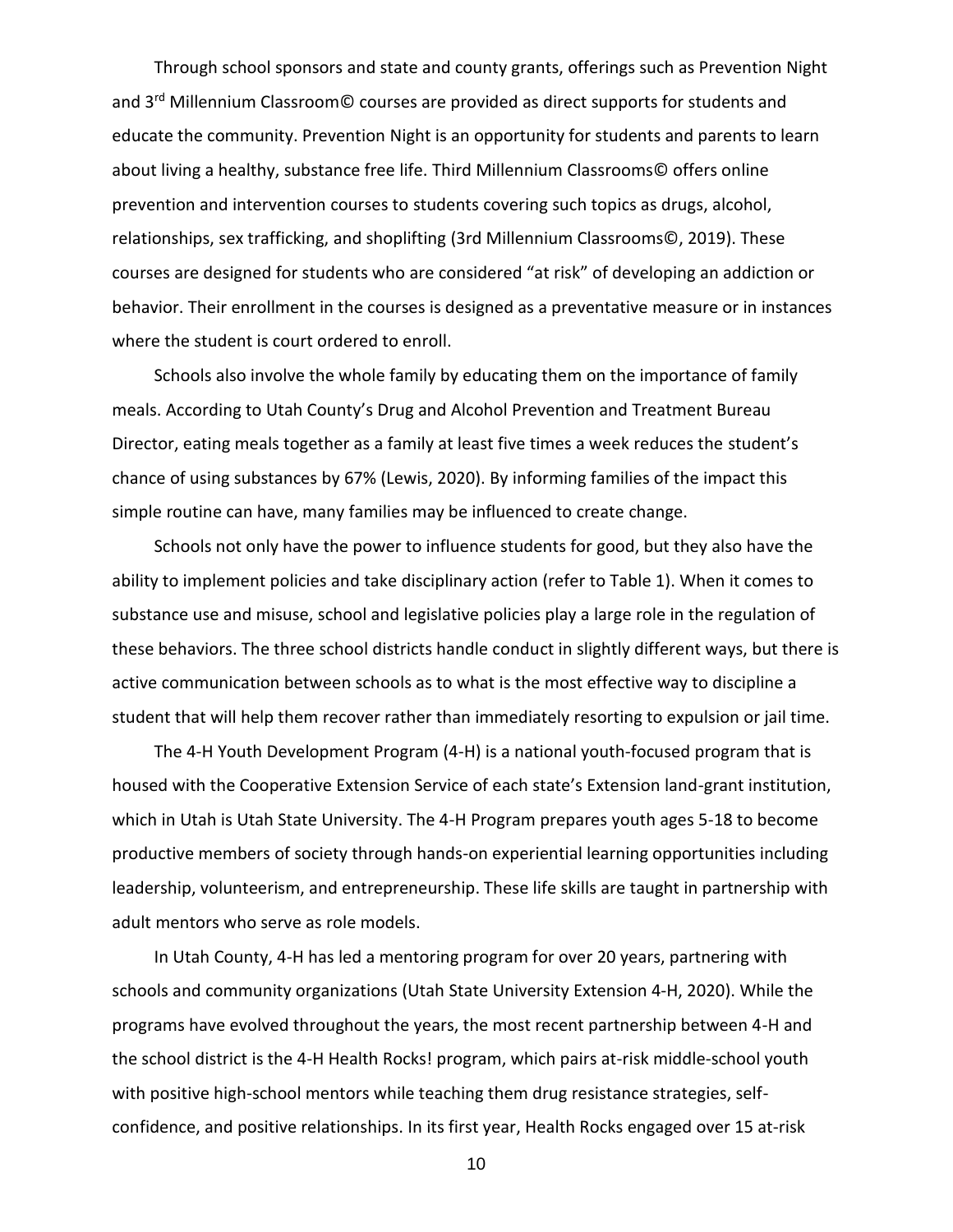Through school sponsors and state and county grants, offerings such as Prevention Night and 3rd Millennium Classroom© courses are provided as direct supports for students and educate the community. Prevention Night is an opportunity for students and parents to learn about living a healthy, substance free life. Third Millennium Classrooms© offers online prevention and intervention courses to students covering such topics as drugs, alcohol, relationships, sex trafficking, and shoplifting (3rd Millennium Classrooms©, 2019). These courses are designed for students who are considered "at risk" of developing an addiction or behavior. Their enrollment in the courses is designed as a preventative measure or in instances where the student is court ordered to enroll.

Schools also involve the whole family by educating them on the importance of family meals. According to Utah County's Drug and Alcohol Prevention and Treatment Bureau Director, eating meals together as a family at least five times a week reduces the student's chance of using substances by 67% (Lewis, 2020). By informing families of the impact this simple routine can have, many families may be influenced to create change.

Schools not only have the power to influence students for good, but they also have the ability to implement policies and take disciplinary action (refer to Table 1). When it comes to substance use and misuse, school and legislative policies play a large role in the regulation of these behaviors. The three school districts handle conduct in slightly different ways, but there is active communication between schools as to what is the most effective way to discipline a student that will help them recover rather than immediately resorting to expulsion or jail time.

The 4-H Youth Development Program (4-H) is a national youth-focused program that is housed with the Cooperative Extension Service of each state's Extension land-grant institution, which in Utah is Utah State University. The 4-H Program prepares youth ages 5-18 to become productive members of society through hands-on experiential learning opportunities including leadership, volunteerism, and entrepreneurship. These life skills are taught in partnership with adult mentors who serve as role models.

In Utah County, 4-H has led a mentoring program for over 20 years, partnering with schools and community organizations (Utah State University Extension 4-H, 2020). While the programs have evolved throughout the years, the most recent partnership between 4-H and the school district is the 4-H Health Rocks! program, which pairs at-risk middle-school youth with positive high-school mentors while teaching them drug resistance strategies, self-confidence, and positive relationships. In its first year, Health Rocks engaged over 15 at-risk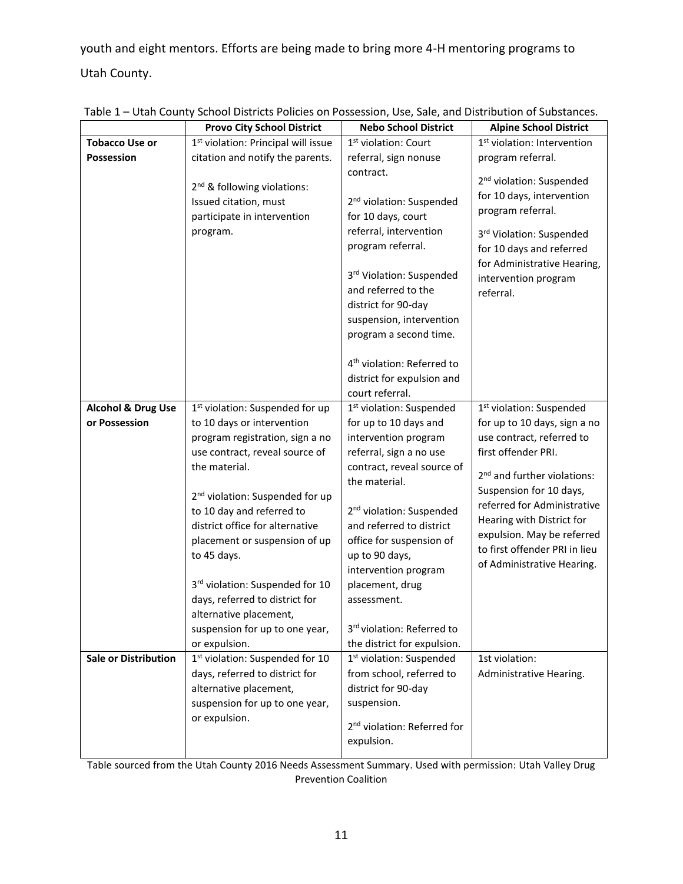youth and eight mentors. Efforts are being made to bring more 4-H mentoring programs to Utah County.

Table 1 – Utah County School Districts Policies on Possession, Use, Sale, and Distribution of Substances.

| | Provo City School District | Nebo School District | Alpine School District |
|---|---|---|---|
| **Tobacco Use or Possession** | 1st violation: Principal will issue citation and notify the parents.<br><br>2nd & following violations: Issued citation, must participate in intervention program. | 1st violation: Court referral, sign nonuse contract.<br><br>2nd violation: Suspended for 10 days, court referral, intervention program referral.<br><br>3rd Violation: Suspended and referred to the district for 90-day suspension, intervention program a second time.<br><br>4th violation: Referred to district for expulsion and court referral. | 1st violation: Intervention program referral.<br><br>2nd violation: Suspended for 10 days, intervention program referral.<br><br>3rd Violation: Suspended for 10 days and referred for Administrative Hearing, intervention program referral. |
| **Alcohol & Drug Use or Possession** | 1st violation: Suspended for up to 10 days or intervention program registration, sign a no use contract, reveal source of the material.<br><br>2nd violation: Suspended for up to 10 day and referred to district office for alternative placement or suspension of up to 45 days.<br><br>3rd violation: Suspended for 10 days, referred to district for alternative placement, suspension for up to one year, or expulsion. | 1st violation: Suspended for up to 10 days and intervention program referral, sign a no use contract, reveal source of the material.<br><br>2nd violation: Suspended and referred to district office for suspension of up to 90 days, intervention program placement, drug assessment.<br><br>3rd violation: Referred to the district for expulsion. | 1st violation: Suspended for up to 10 days, sign a no use contract, referred to first offender PRI.<br><br>2nd and further violations: Suspension for 10 days, referred for Administrative Hearing with District for expulsion. May be referred to first offender PRI in lieu of Administrative Hearing. |
| **Sale or Distribution** | 1st violation: Suspended for 10 days, referred to district for alternative placement, suspension for up to one year, or expulsion. | 1st violation: Suspended from school, referred to district for 90-day suspension.<br><br>2nd violation: Referred for expulsion. | 1st violation: Administrative Hearing. |

Table sourced from the Utah County 2016 Needs Assessment Summary. Used with permission: Utah Valley Drug Prevention Coalition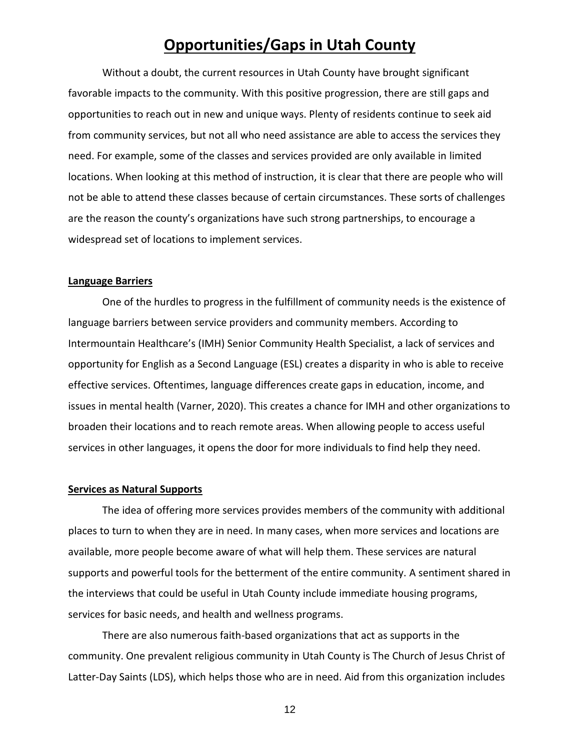# Opportunities/Gaps in Utah County

Without a doubt, the current resources in Utah County have brought significant favorable impacts to the community. With this positive progression, there are still gaps and opportunities to reach out in new and unique ways. Plenty of residents continue to seek aid from community services, but not all who need assistance are able to access the services they need. For example, some of the classes and services provided are only available in limited locations. When looking at this method of instruction, it is clear that there are people who will not be able to attend these classes because of certain circumstances. These sorts of challenges are the reason the county's organizations have such strong partnerships, to encourage a widespread set of locations to implement services.

## Language Barriers

One of the hurdles to progress in the fulfillment of community needs is the existence of language barriers between service providers and community members. According to Intermountain Healthcare's (IMH) Senior Community Health Specialist, a lack of services and opportunity for English as a Second Language (ESL) creates a disparity in who is able to receive effective services. Oftentimes, language differences create gaps in education, income, and issues in mental health (Varner, 2020). This creates a chance for IMH and other organizations to broaden their locations and to reach remote areas. When allowing people to access useful services in other languages, it opens the door for more individuals to find help they need.

## Services as Natural Supports

The idea of offering more services provides members of the community with additional places to turn to when they are in need. In many cases, when more services and locations are available, more people become aware of what will help them. These services are natural supports and powerful tools for the betterment of the entire community. A sentiment shared in the interviews that could be useful in Utah County include immediate housing programs, services for basic needs, and health and wellness programs.

There are also numerous faith-based organizations that act as supports in the community. One prevalent religious community in Utah County is The Church of Jesus Christ of Latter-Day Saints (LDS), which helps those who are in need. Aid from this organization includes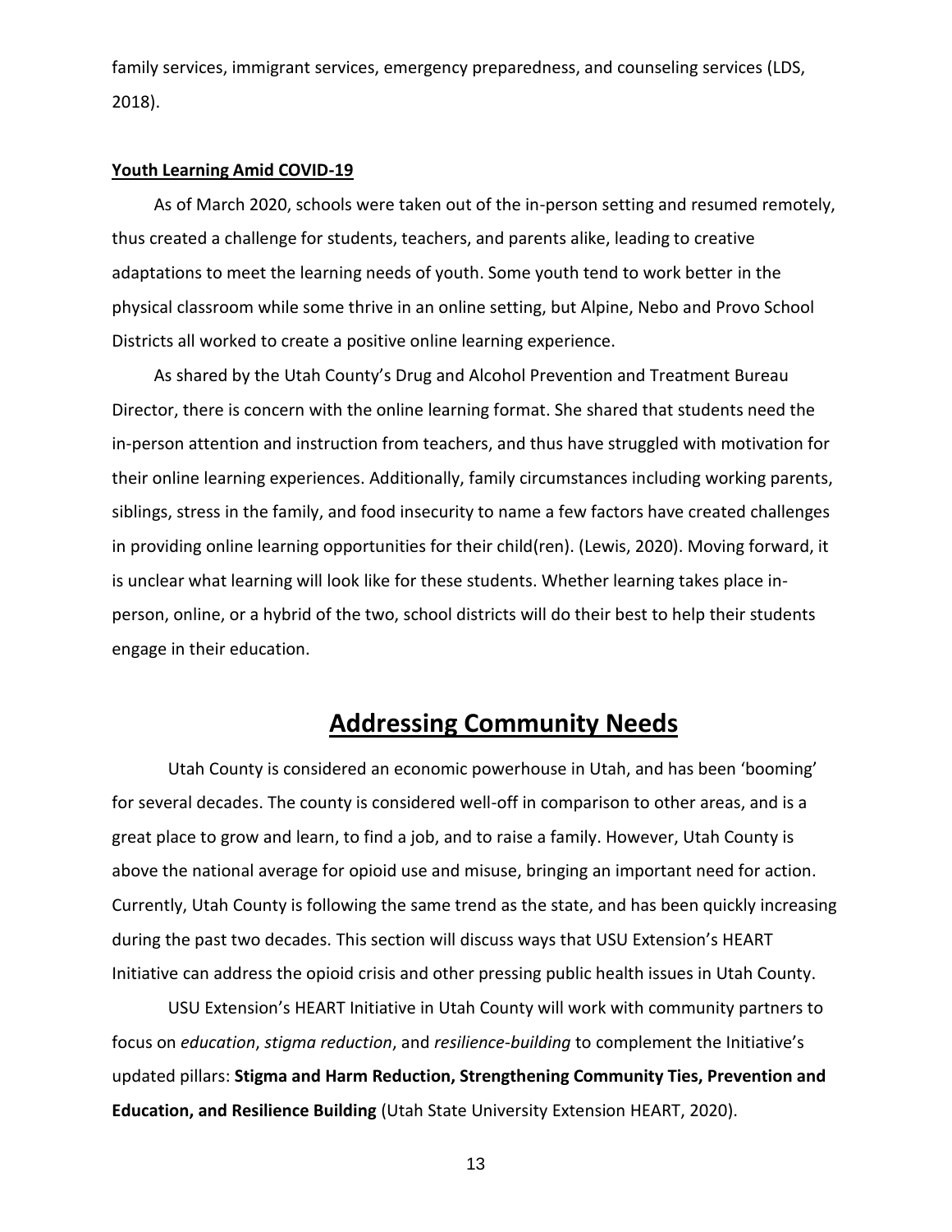family services, immigrant services, emergency preparedness, and counseling services (LDS, 2018).

**Youth Learning Amid COVID-19**

As of March 2020, schools were taken out of the in-person setting and resumed remotely, thus created a challenge for students, teachers, and parents alike, leading to creative adaptations to meet the learning needs of youth. Some youth tend to work better in the physical classroom while some thrive in an online setting, but Alpine, Nebo and Provo School Districts all worked to create a positive online learning experience.

As shared by the Utah County's Drug and Alcohol Prevention and Treatment Bureau Director, there is concern with the online learning format. She shared that students need the in-person attention and instruction from teachers, and thus have struggled with motivation for their online learning experiences. Additionally, family circumstances including working parents, siblings, stress in the family, and food insecurity to name a few factors have created challenges in providing online learning opportunities for their child(ren). (Lewis, 2020). Moving forward, it is unclear what learning will look like for these students. Whether learning takes place in-person, online, or a hybrid of the two, school districts will do their best to help their students engage in their education.

# Addressing Community Needs

Utah County is considered an economic powerhouse in Utah, and has been 'booming' for several decades. The county is considered well-off in comparison to other areas, and is a great place to grow and learn, to find a job, and to raise a family. However, Utah County is above the national average for opioid use and misuse, bringing an important need for action. Currently, Utah County is following the same trend as the state, and has been quickly increasing during the past two decades. This section will discuss ways that USU Extension's HEART Initiative can address the opioid crisis and other pressing public health issues in Utah County.

USU Extension's HEART Initiative in Utah County will work with community partners to focus on *education*, *stigma reduction*, and *resilience-building* to complement the Initiative's updated pillars: **Stigma and Harm Reduction, Strengthening Community Ties, Prevention and Education, and Resilience Building** (Utah State University Extension HEART, 2020).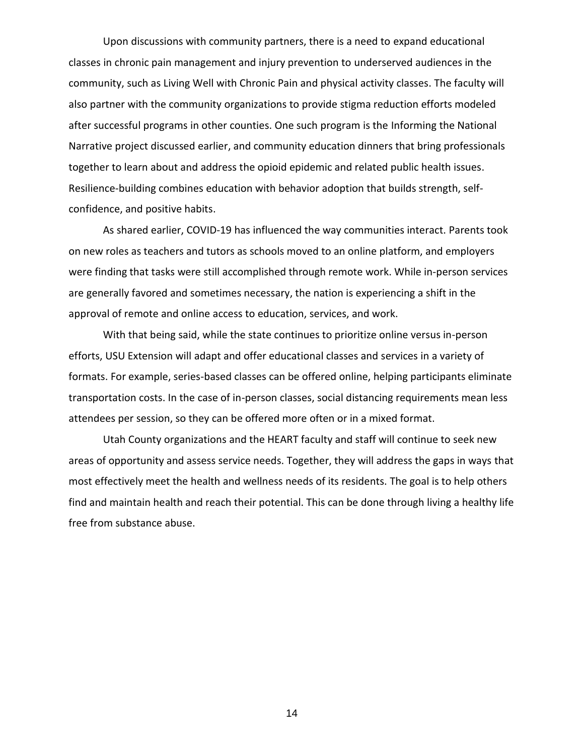Upon discussions with community partners, there is a need to expand educational classes in chronic pain management and injury prevention to underserved audiences in the community, such as Living Well with Chronic Pain and physical activity classes. The faculty will also partner with the community organizations to provide stigma reduction efforts modeled after successful programs in other counties. One such program is the Informing the National Narrative project discussed earlier, and community education dinners that bring professionals together to learn about and address the opioid epidemic and related public health issues. Resilience-building combines education with behavior adoption that builds strength, self-confidence, and positive habits.

As shared earlier, COVID-19 has influenced the way communities interact. Parents took on new roles as teachers and tutors as schools moved to an online platform, and employers were finding that tasks were still accomplished through remote work. While in-person services are generally favored and sometimes necessary, the nation is experiencing a shift in the approval of remote and online access to education, services, and work.

With that being said, while the state continues to prioritize online versus in-person efforts, USU Extension will adapt and offer educational classes and services in a variety of formats. For example, series-based classes can be offered online, helping participants eliminate transportation costs. In the case of in-person classes, social distancing requirements mean less attendees per session, so they can be offered more often or in a mixed format.

Utah County organizations and the HEART faculty and staff will continue to seek new areas of opportunity and assess service needs. Together, they will address the gaps in ways that most effectively meet the health and wellness needs of its residents. The goal is to help others find and maintain health and reach their potential. This can be done through living a healthy life free from substance abuse.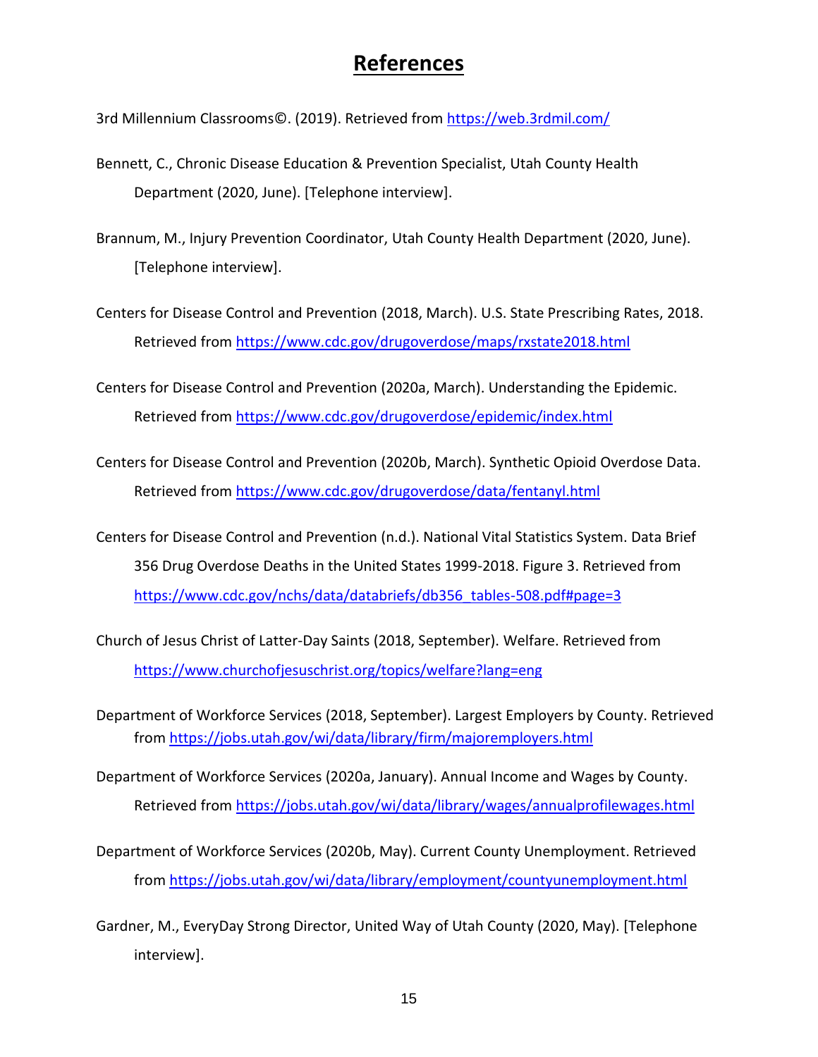# References

3rd Millennium Classrooms©. (2019). Retrieved from https://web.3rdmil.com/

Bennett, C., Chronic Disease Education & Prevention Specialist, Utah County Health Department (2020, June). [Telephone interview].

Brannum, M., Injury Prevention Coordinator, Utah County Health Department (2020, June). [Telephone interview].

Centers for Disease Control and Prevention (2018, March). U.S. State Prescribing Rates, 2018. Retrieved from https://www.cdc.gov/drugoverdose/maps/rxstate2018.html

Centers for Disease Control and Prevention (2020a, March). Understanding the Epidemic. Retrieved from https://www.cdc.gov/drugoverdose/epidemic/index.html

Centers for Disease Control and Prevention (2020b, March). Synthetic Opioid Overdose Data. Retrieved from https://www.cdc.gov/drugoverdose/data/fentanyl.html

Centers for Disease Control and Prevention (n.d.). National Vital Statistics System. Data Brief 356 Drug Overdose Deaths in the United States 1999-2018. Figure 3. Retrieved from https://www.cdc.gov/nchs/data/databriefs/db356_tables-508.pdf#page=3

Church of Jesus Christ of Latter-Day Saints (2018, September). Welfare. Retrieved from https://www.churchofjesuschrist.org/topics/welfare?lang=eng

Department of Workforce Services (2018, September). Largest Employers by County. Retrieved from https://jobs.utah.gov/wi/data/library/firm/majoremployers.html

Department of Workforce Services (2020a, January). Annual Income and Wages by County. Retrieved from https://jobs.utah.gov/wi/data/library/wages/annualprofilewages.html

Department of Workforce Services (2020b, May). Current County Unemployment. Retrieved from https://jobs.utah.gov/wi/data/library/employment/countyunemployment.html

Gardner, M., EveryDay Strong Director, United Way of Utah County (2020, May). [Telephone interview].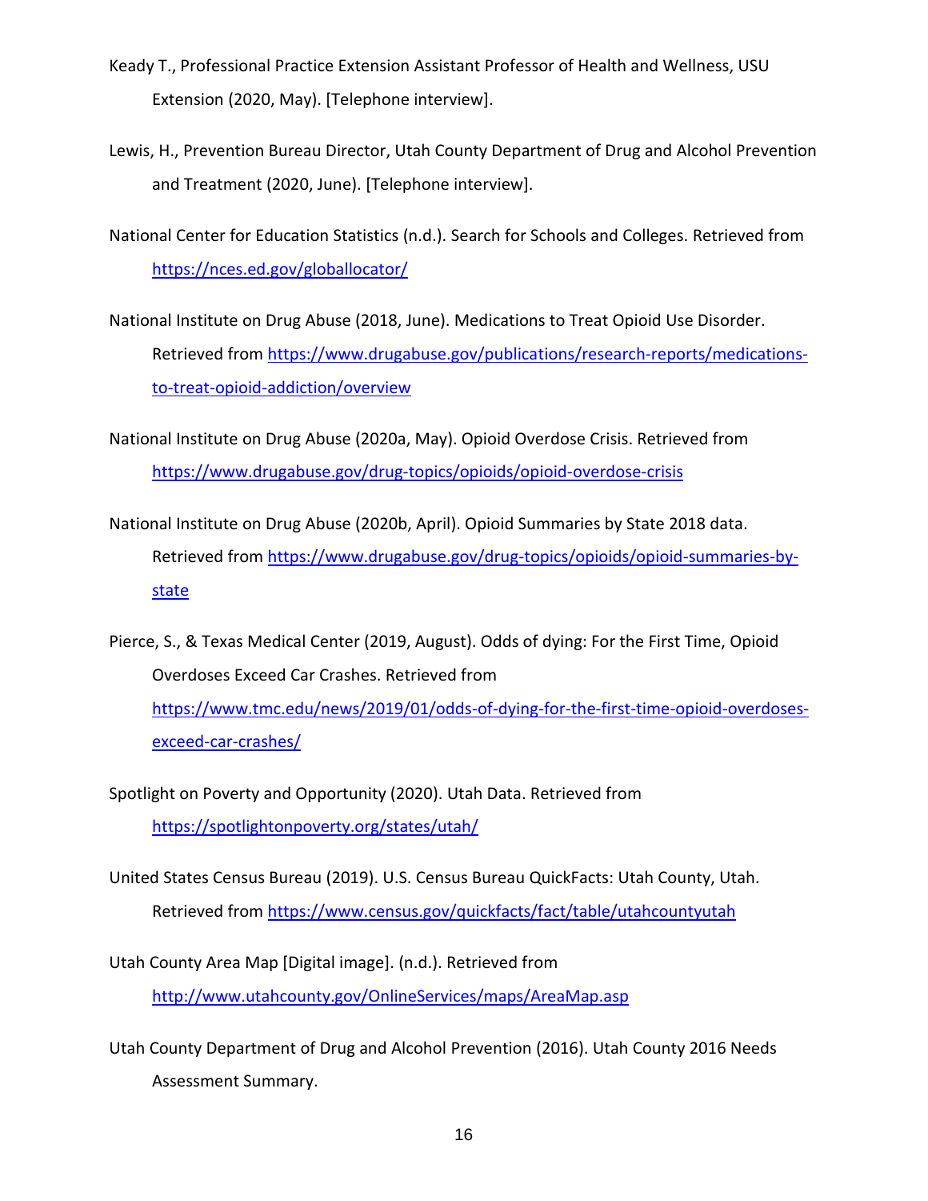Keady T., Professional Practice Extension Assistant Professor of Health and Wellness, USU Extension (2020, May). [Telephone interview].

Lewis, H., Prevention Bureau Director, Utah County Department of Drug and Alcohol Prevention and Treatment (2020, June). [Telephone interview].

National Center for Education Statistics (n.d.). Search for Schools and Colleges. Retrieved from https://nces.ed.gov/globallocator/

National Institute on Drug Abuse (2018, June). Medications to Treat Opioid Use Disorder. Retrieved from https://www.drugabuse.gov/publications/research-reports/medications-to-treat-opioid-addiction/overview

National Institute on Drug Abuse (2020a, May). Opioid Overdose Crisis. Retrieved from https://www.drugabuse.gov/drug-topics/opioids/opioid-overdose-crisis

National Institute on Drug Abuse (2020b, April). Opioid Summaries by State 2018 data. Retrieved from https://www.drugabuse.gov/drug-topics/opioids/opioid-summaries-by-state

Pierce, S., & Texas Medical Center (2019, August). Odds of dying: For the First Time, Opioid Overdoses Exceed Car Crashes. Retrieved from https://www.tmc.edu/news/2019/01/odds-of-dying-for-the-first-time-opioid-overdoses-exceed-car-crashes/

Spotlight on Poverty and Opportunity (2020). Utah Data. Retrieved from https://spotlightonpoverty.org/states/utah/

United States Census Bureau (2019). U.S. Census Bureau QuickFacts: Utah County, Utah. Retrieved from https://www.census.gov/quickfacts/fact/table/utahcountyutah

Utah County Area Map [Digital image]. (n.d.). Retrieved from http://www.utahcounty.gov/OnlineServices/maps/AreaMap.asp

Utah County Department of Drug and Alcohol Prevention (2016). Utah County 2016 Needs Assessment Summary.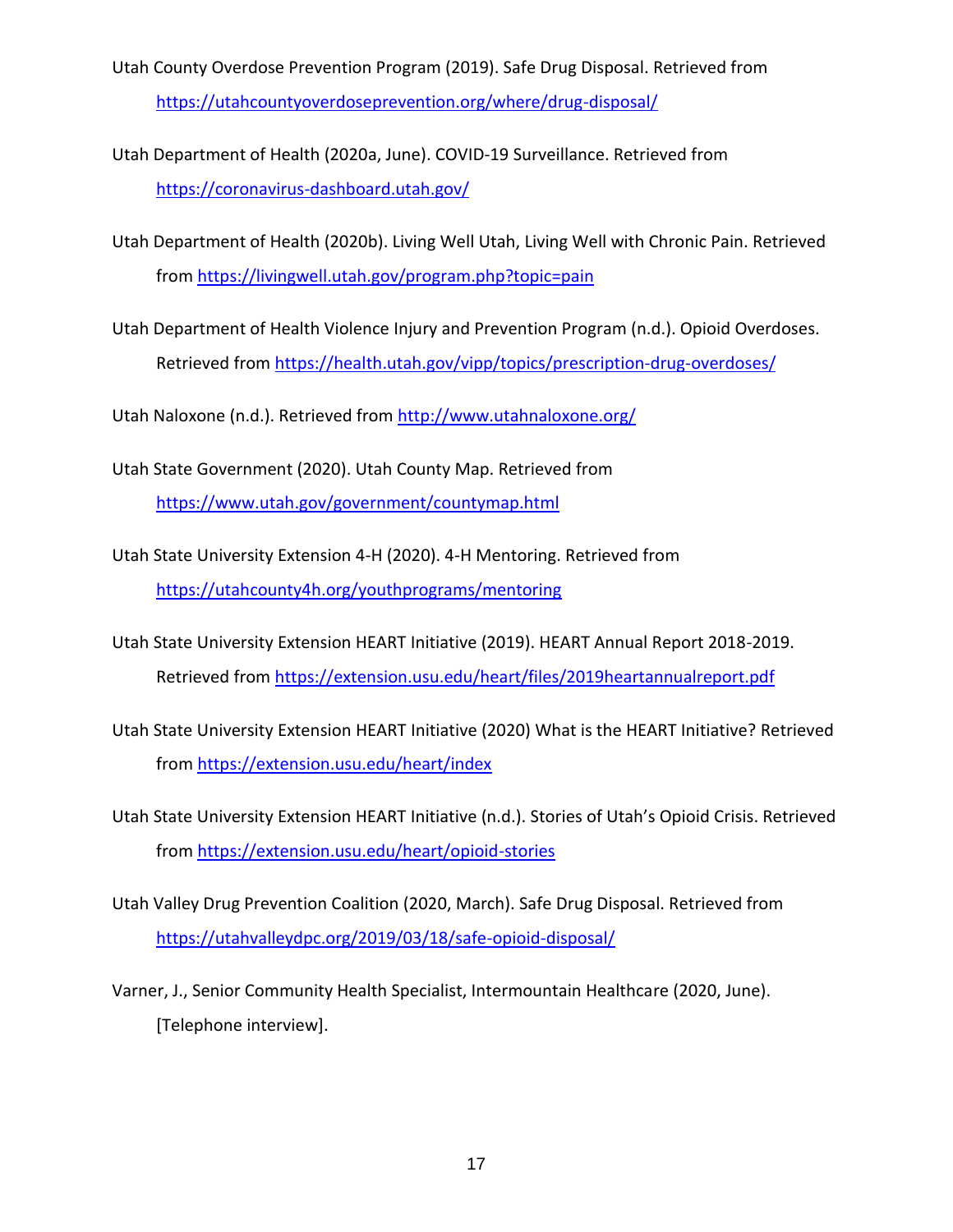Utah County Overdose Prevention Program (2019). Safe Drug Disposal. Retrieved from https://utahcountyoverdoseprevention.org/where/drug-disposal/

Utah Department of Health (2020a, June). COVID-19 Surveillance. Retrieved from https://coronavirus-dashboard.utah.gov/

Utah Department of Health (2020b). Living Well Utah, Living Well with Chronic Pain. Retrieved from https://livingwell.utah.gov/program.php?topic=pain

Utah Department of Health Violence Injury and Prevention Program (n.d.). Opioid Overdoses. Retrieved from https://health.utah.gov/vipp/topics/prescription-drug-overdoses/

Utah Naloxone (n.d.). Retrieved from http://www.utahnaloxone.org/

Utah State Government (2020). Utah County Map. Retrieved from https://www.utah.gov/government/countymap.html

Utah State University Extension 4-H (2020). 4-H Mentoring. Retrieved from https://utahcounty4h.org/youthprograms/mentoring

Utah State University Extension HEART Initiative (2019). HEART Annual Report 2018-2019. Retrieved from https://extension.usu.edu/heart/files/2019heartannualreport.pdf

Utah State University Extension HEART Initiative (2020) What is the HEART Initiative? Retrieved from https://extension.usu.edu/heart/index

Utah State University Extension HEART Initiative (n.d.). Stories of Utah's Opioid Crisis. Retrieved from https://extension.usu.edu/heart/opioid-stories

Utah Valley Drug Prevention Coalition (2020, March). Safe Drug Disposal. Retrieved from https://utahvalleydpc.org/2019/03/18/safe-opioid-disposal/

Varner, J., Senior Community Health Specialist, Intermountain Healthcare (2020, June). [Telephone interview].